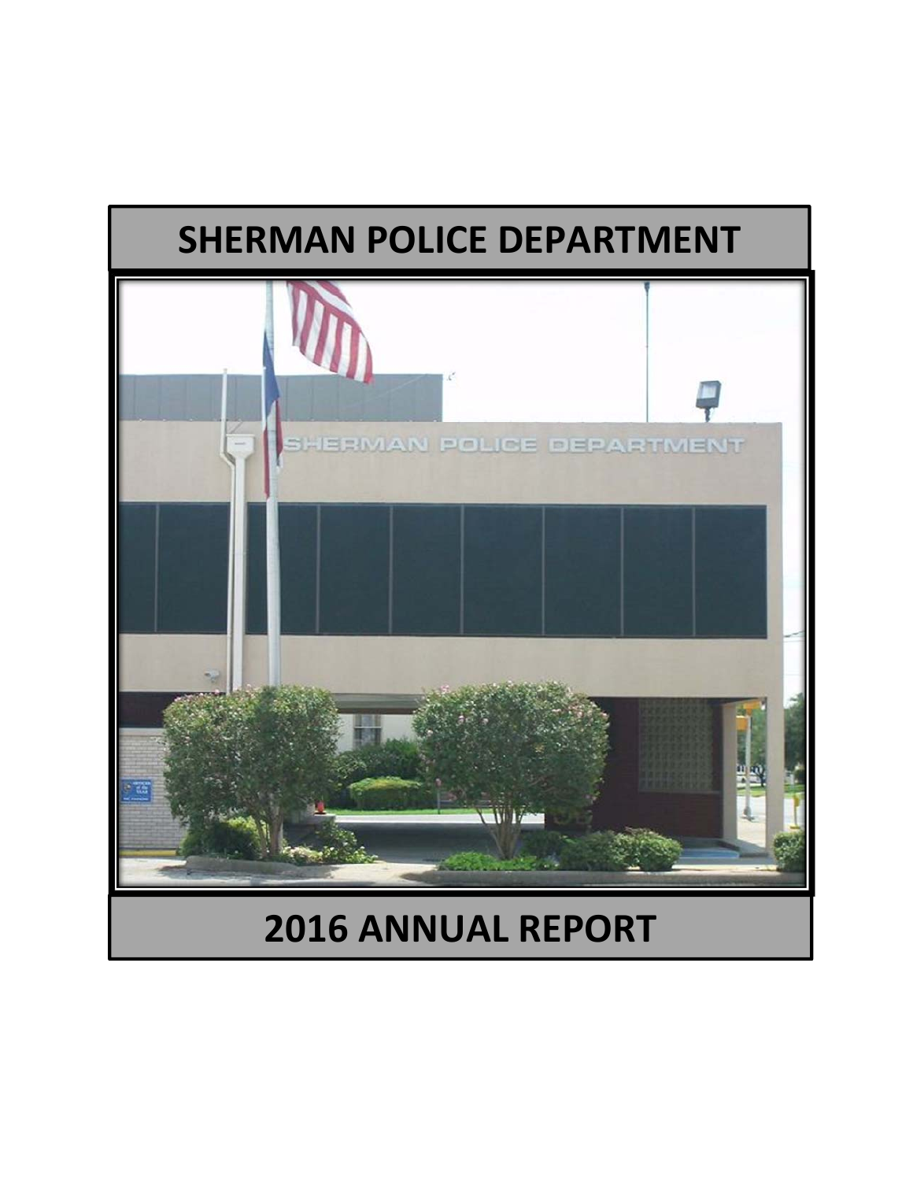# SHERMAN POLICE DEPARTMENT

# 2016 ANNUAL REPORT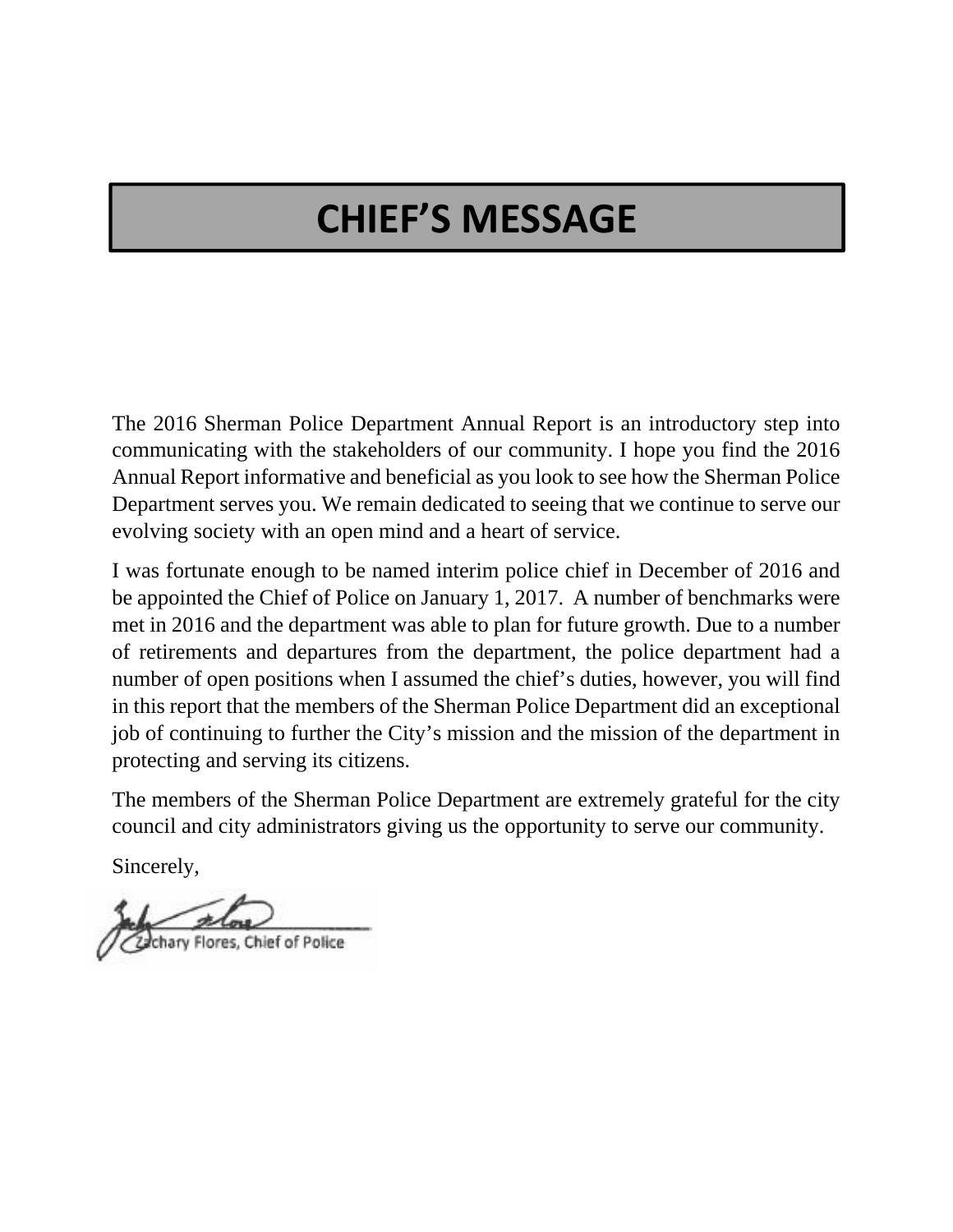# CHIEF'S MESSAGE

The 2016 Sherman Police Department Annual Report is an introductory step into communicating with the stakeholders of our community. I hope you find the 2016 Annual Report informative and beneficial as you look to see how the Sherman Police Department serves you. We remain dedicated to seeing that we continue to serve our evolving society with an open mind and a heart of service.

I was fortunate enough to be named interim police chief in December of 2016 and be appointed the Chief of Police on January 1, 2017. A number of benchmarks were met in 2016 and the department was able to plan for future growth. Due to a number of retirements and departures from the department, the police department had a number of open positions when I assumed the chief's duties, however, you will find in this report that the members of the Sherman Police Department did an exceptional job of continuing to further the City's mission and the mission of the department in protecting and serving its citizens.

The members of the Sherman Police Department are extremely grateful for the city council and city administrators giving us the opportunity to serve our community.

Sincerely,

Zachary Flores, Chief of Police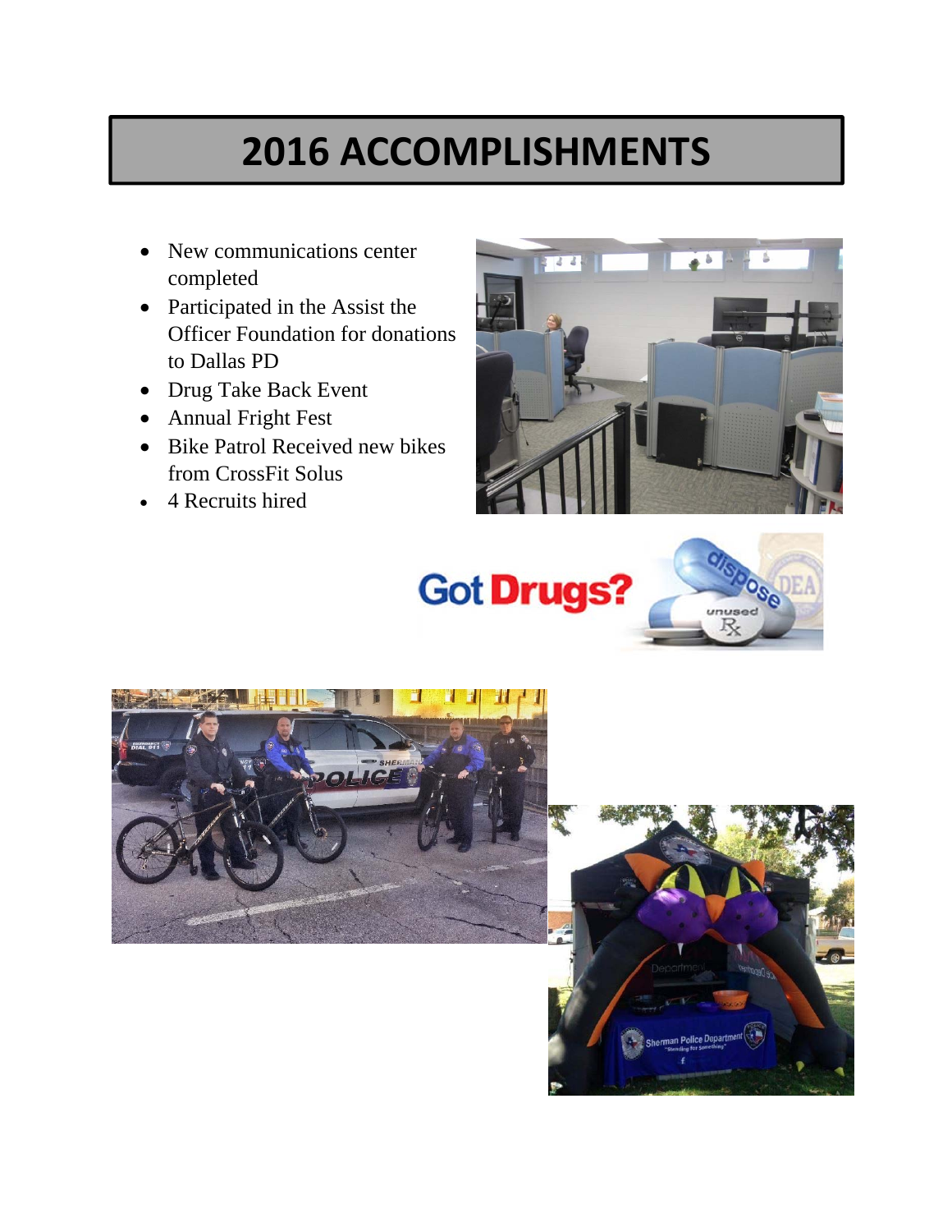# 2016 ACCOMPLISHMENTS

- New communications center completed
- Participated in the Assist the Officer Foundation for donations to Dallas PD
- Drug Take Back Event
- Annual Fright Fest
- Bike Patrol Received new bikes from CrossFit Solus
- 4 Recruits hired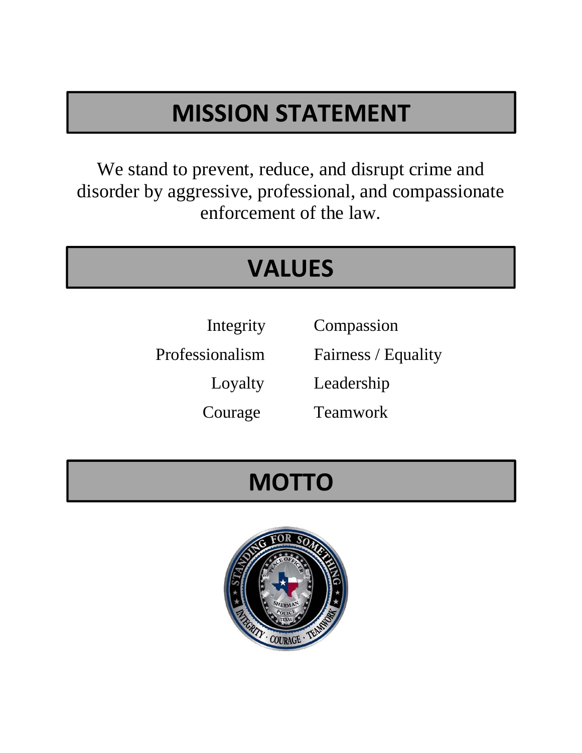## MISSION STATEMENT

We stand to prevent, reduce, and disrupt crime and disorder by aggressive, professional, and compassionate enforcement of the law.

## VALUES

| | |
|---|---|
| Integrity | Compassion |
| Professionalism | Fairness / Equality |
| Loyalty | Leadership |
| Courage | Teamwork |

## MOTTO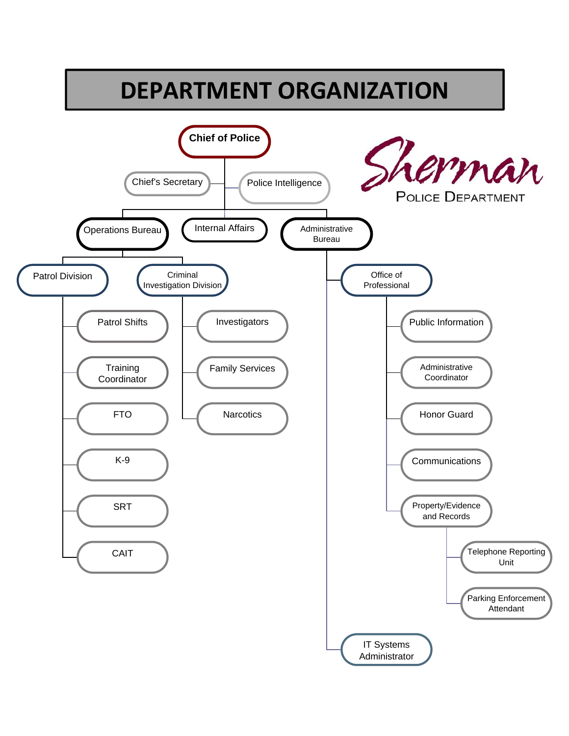# DEPARTMENT ORGANIZATION

Sherman
POLICE DEPARTMENT

- **Chief of Police**
  - Chief's Secretary
  - Police Intelligence
  - Operations Bureau
    - Patrol Division
      - Patrol Shifts
      - Training Coordinator
      - FTO
      - K-9
      - SRT
      - CAIT
    - Criminal Investigation Division
      - Investigators
      - Family Services
      - Narcotics
  - Internal Affairs
  - Administrative Bureau
    - Office of Professional
      - Public Information
      - Administrative Coordinator
      - Honor Guard
      - Communications
      - Property/Evidence and Records
        - Telephone Reporting Unit
        - Parking Enforcement Attendant
    - IT Systems Administrator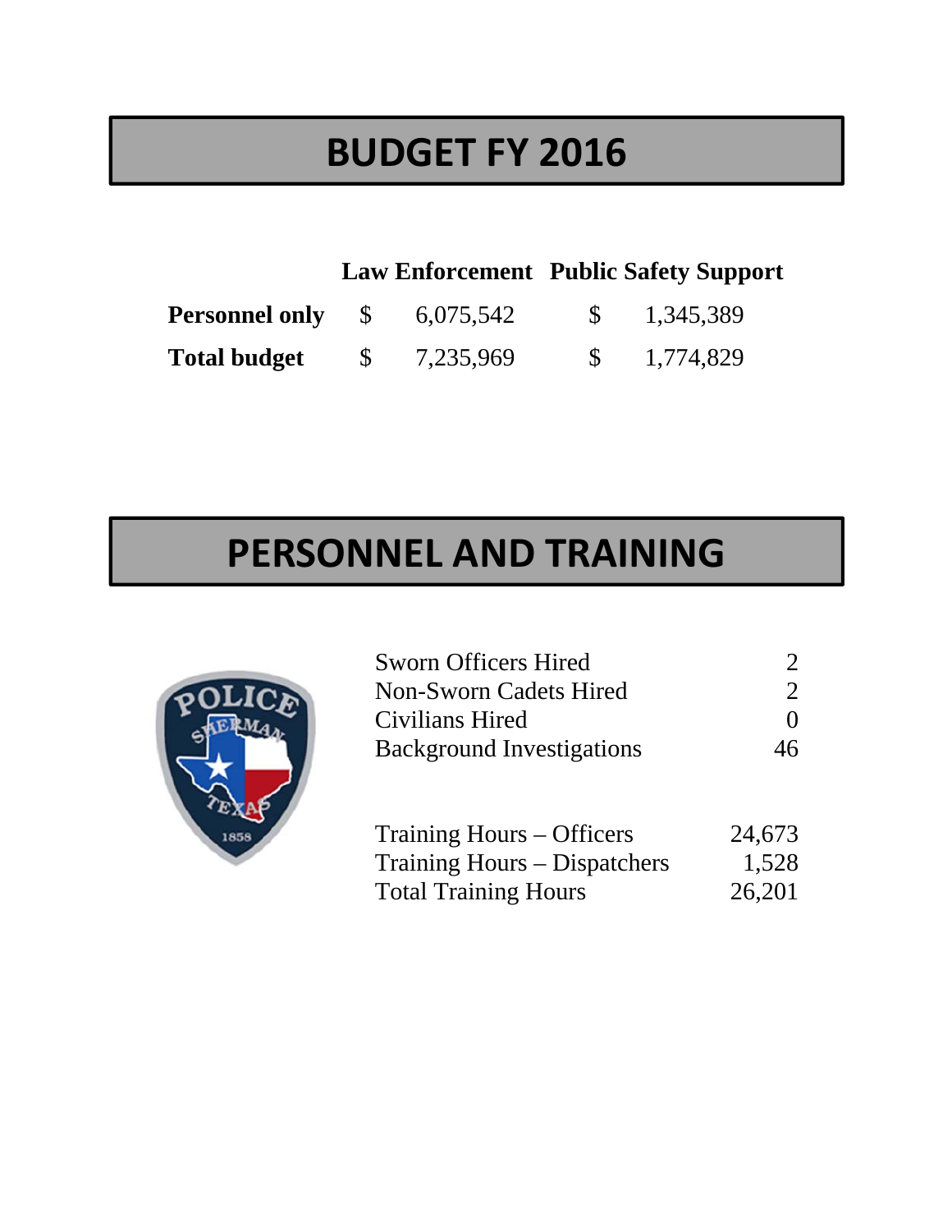# BUDGET FY 2016

| | Law Enforcement | Public Safety Support |
|---|---|---|
| **Personnel only** | $ 6,075,542 | $ 1,345,389 |
| **Total budget** | $ 7,235,969 | $ 1,774,829 |

# PERSONNEL AND TRAINING

| | |
|---|---|
| Sworn Officers Hired | 2 |
| Non-Sworn Cadets Hired | 2 |
| Civilians Hired | 0 |
| Background Investigations | 46 |

| | |
|---|---|
| Training Hours – Officers | 24,673 |
| Training Hours – Dispatchers | 1,528 |
| Total Training Hours | 26,201 |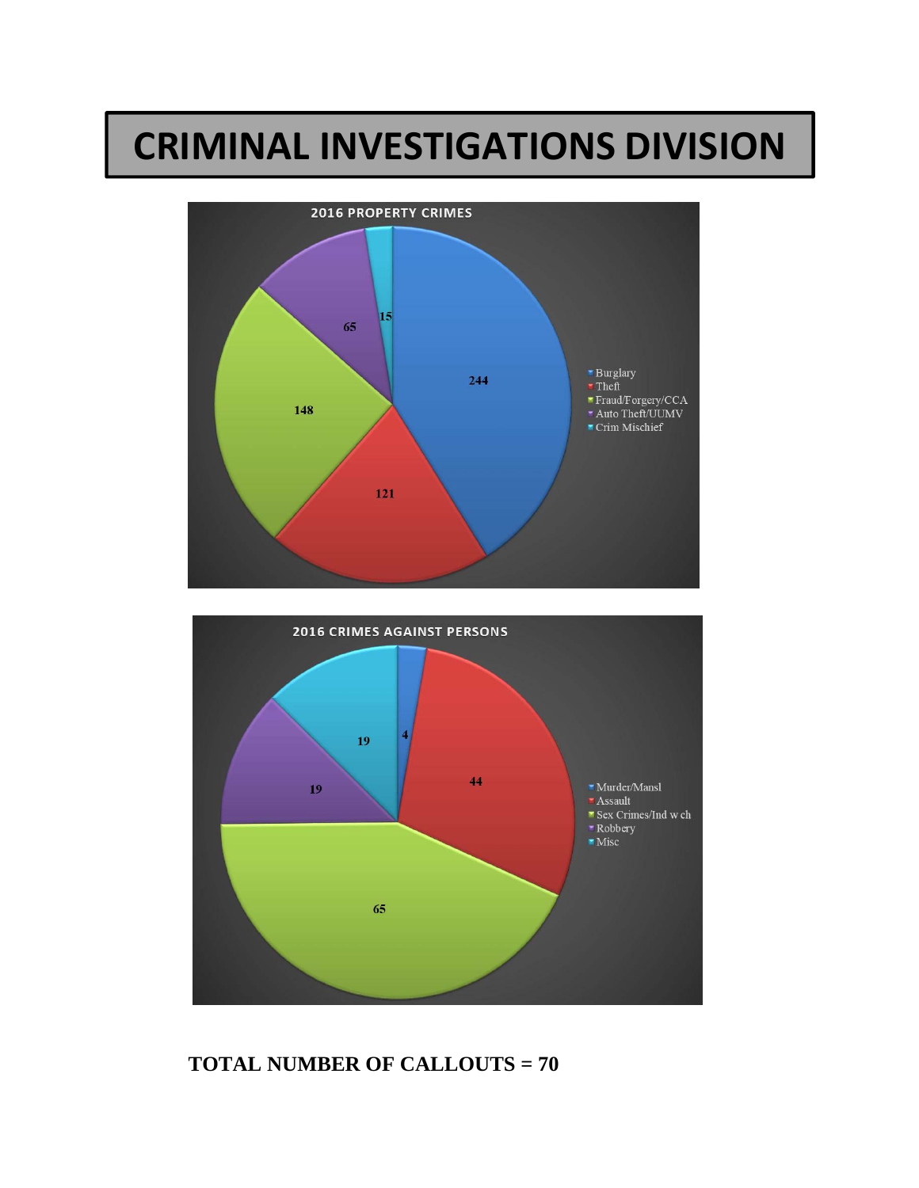# CRIMINAL INVESTIGATIONS DIVISION

**2016 PROPERTY CRIMES**

| Category | Count |
|---|---|
| Burglary | 244 |
| Theft | 121 |
| Fraud/Forgery/CCA | 148 |
| Auto Theft/UUMV | 65 |
| Crim Mischief | 15 |

**2016 CRIMES AGAINST PERSONS**

| Category | Count |
|---|---|
| Murder/Mansl | 4 |
| Assault | 44 |
| Sex Crimes/Ind w ch | 65 |
| Robbery | 19 |
| Misc | 19 |

**TOTAL NUMBER OF CALLOUTS = 70**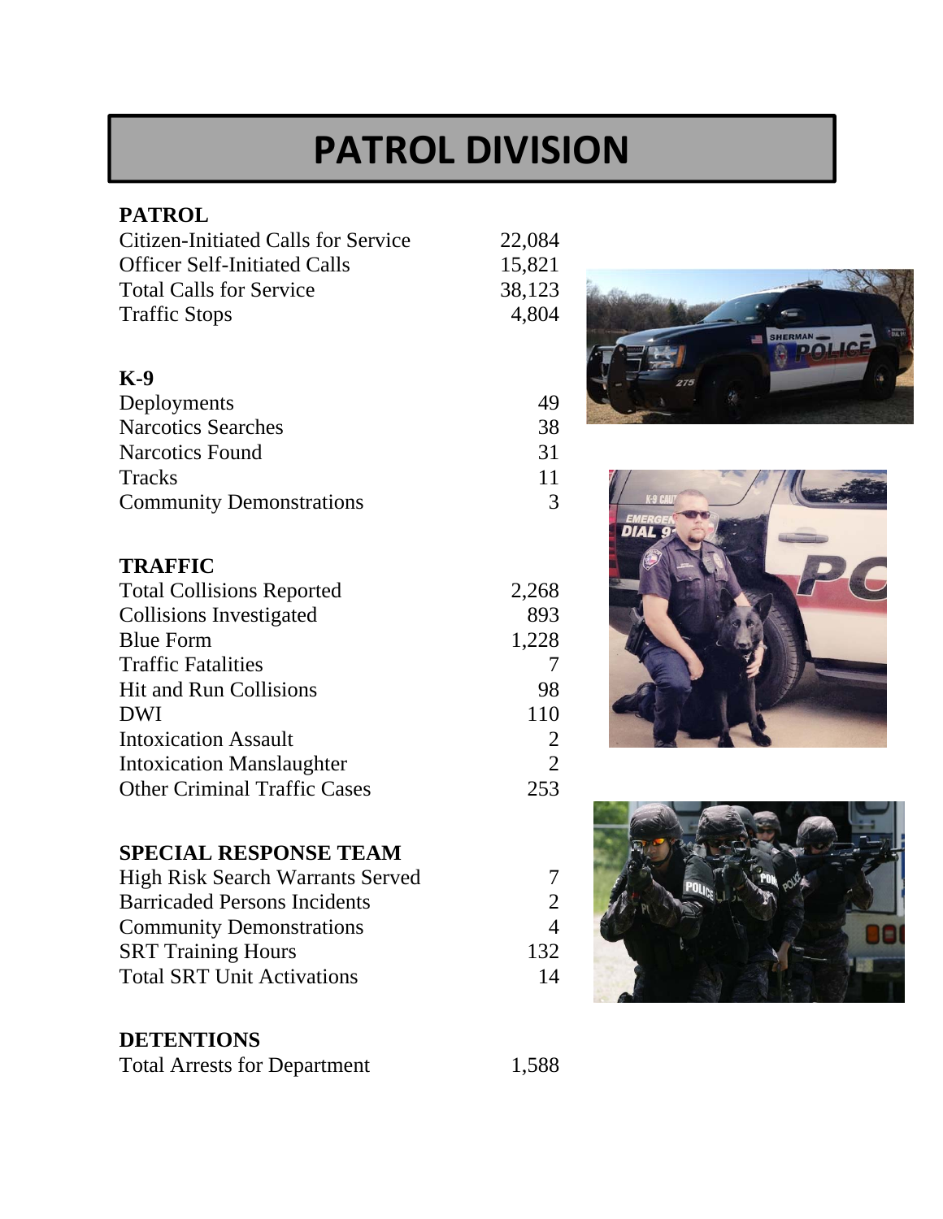# PATROL DIVISION

## PATROL

| | |
|---|---:|
| Citizen-Initiated Calls for Service | 22,084 |
| Officer Self-Initiated Calls | 15,821 |
| Total Calls for Service | 38,123 |
| Traffic Stops | 4,804 |

## K-9

| | |
|---|---:|
| Deployments | 49 |
| Narcotics Searches | 38 |
| Narcotics Found | 31 |
| Tracks | 11 |
| Community Demonstrations | 3 |

## TRAFFIC

| | |
|---|---:|
| Total Collisions Reported | 2,268 |
| Collisions Investigated | 893 |
| Blue Form | 1,228 |
| Traffic Fatalities | 7 |
| Hit and Run Collisions | 98 |
| DWI | 110 |
| Intoxication Assault | 2 |
| Intoxication Manslaughter | 2 |
| Other Criminal Traffic Cases | 253 |

## SPECIAL RESPONSE TEAM

| | |
|---|---:|
| High Risk Search Warrants Served | 7 |
| Barricaded Persons Incidents | 2 |
| Community Demonstrations | 4 |
| SRT Training Hours | 132 |
| Total SRT Unit Activations | 14 |

## DETENTIONS

| | |
|---|---:|
| Total Arrests for Department | 1,588 |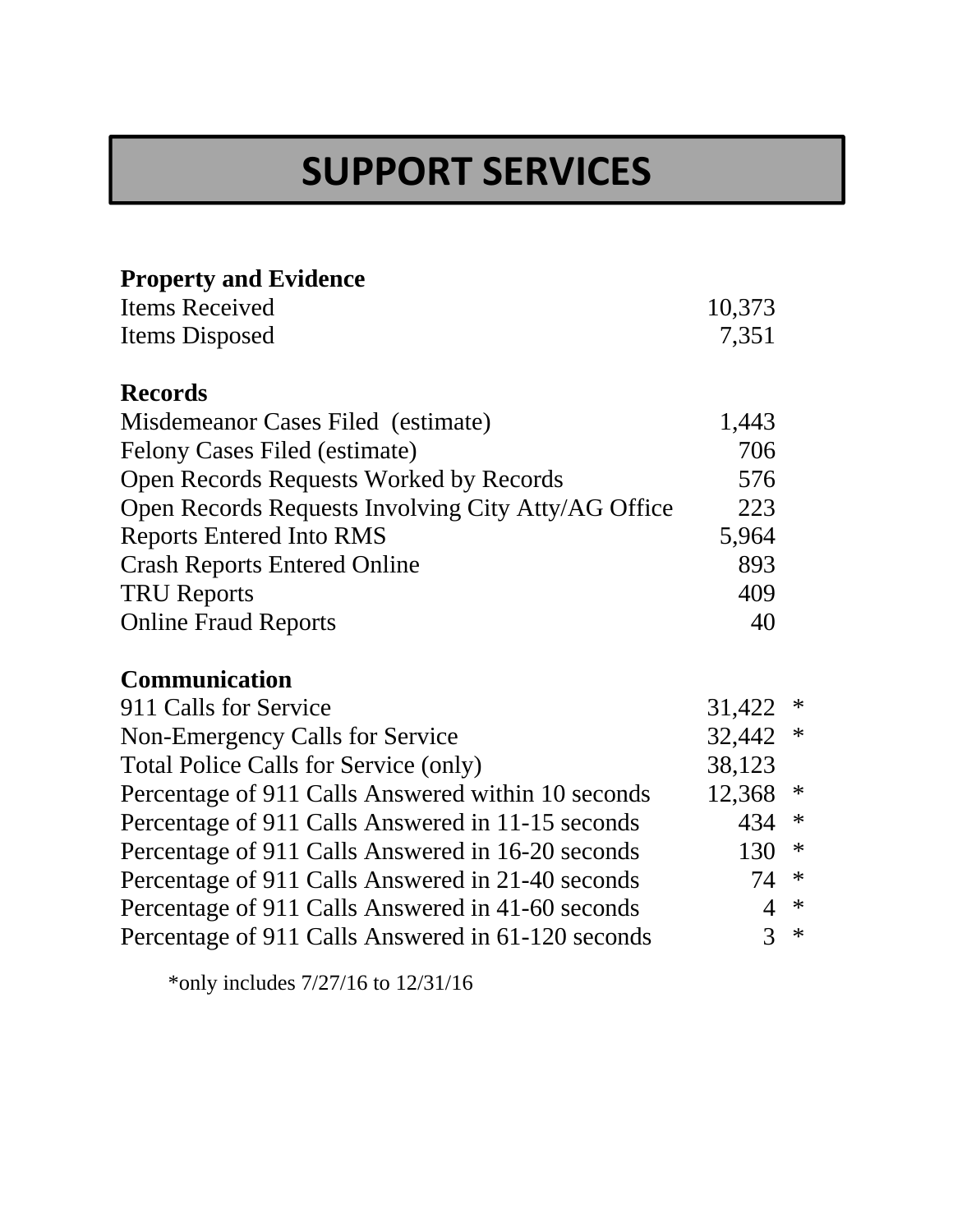# SUPPORT SERVICES

| **Property and Evidence** | | |
|---|---|---|
| Items Received | 10,373 | |
| Items Disposed | 7,351 | |
| | | |
| **Records** | | |
| Misdemeanor Cases Filed (estimate) | 1,443 | |
| Felony Cases Filed (estimate) | 706 | |
| Open Records Requests Worked by Records | 576 | |
| Open Records Requests Involving City Atty/AG Office | 223 | |
| Reports Entered Into RMS | 5,964 | |
| Crash Reports Entered Online | 893 | |
| TRU Reports | 409 | |
| Online Fraud Reports | 40 | |
| | | |
| **Communication** | | |
| 911 Calls for Service | 31,422 | * |
| Non-Emergency Calls for Service | 32,442 | * |
| Total Police Calls for Service (only) | 38,123 | |
| Percentage of 911 Calls Answered within 10 seconds | 12,368 | * |
| Percentage of 911 Calls Answered in 11-15 seconds | 434 | * |
| Percentage of 911 Calls Answered in 16-20 seconds | 130 | * |
| Percentage of 911 Calls Answered in 21-40 seconds | 74 | * |
| Percentage of 911 Calls Answered in 41-60 seconds | 4 | * |
| Percentage of 911 Calls Answered in 61-120 seconds | 3 | * |

*only includes 7/27/16 to 12/31/16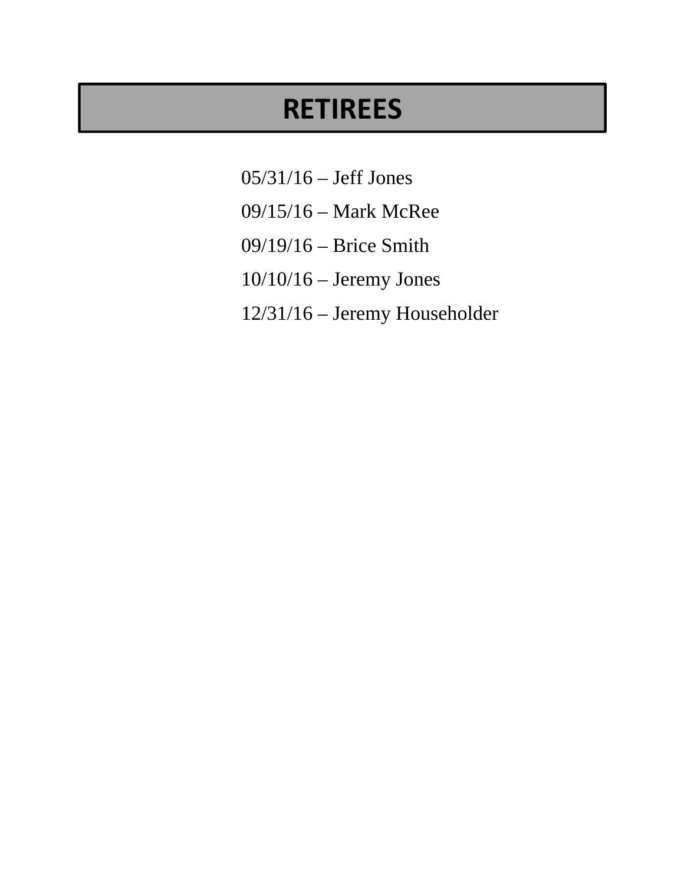# RETIREES

05/31/16 – Jeff Jones

09/15/16 – Mark McRee

09/19/16 – Brice Smith

10/10/16 – Jeremy Jones

12/31/16 – Jeremy Householder